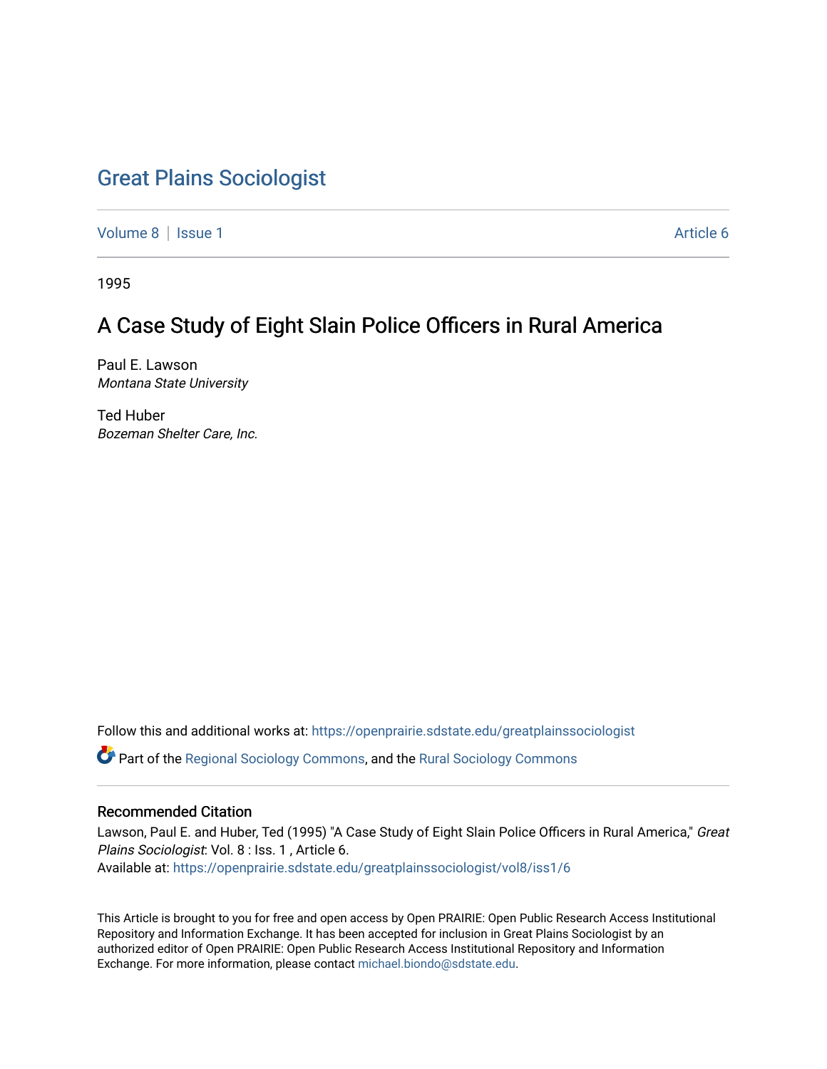# Great Plains Sociologist

Volume 8 | Issue 1 Article 6

1995

## A Case Study of Eight Slain Police Officers in Rural America

Paul E. Lawson
*Montana State University*

Ted Huber
*Bozeman Shelter Care, Inc.*

Follow this and additional works at: https://openprairie.sdstate.edu/greatplainssociologist

Part of the Regional Sociology Commons, and the Rural Sociology Commons

### Recommended Citation

Lawson, Paul E. and Huber, Ted (1995) "A Case Study of Eight Slain Police Officers in Rural America," *Great Plains Sociologist*: Vol. 8 : Iss. 1 , Article 6.
Available at: https://openprairie.sdstate.edu/greatplainssociologist/vol8/iss1/6

This Article is brought to you for free and open access by Open PRAIRIE: Open Public Research Access Institutional Repository and Information Exchange. It has been accepted for inclusion in Great Plains Sociologist by an authorized editor of Open PRAIRIE: Open Public Research Access Institutional Repository and Information Exchange. For more information, please contact michael.biondo@sdstate.edu.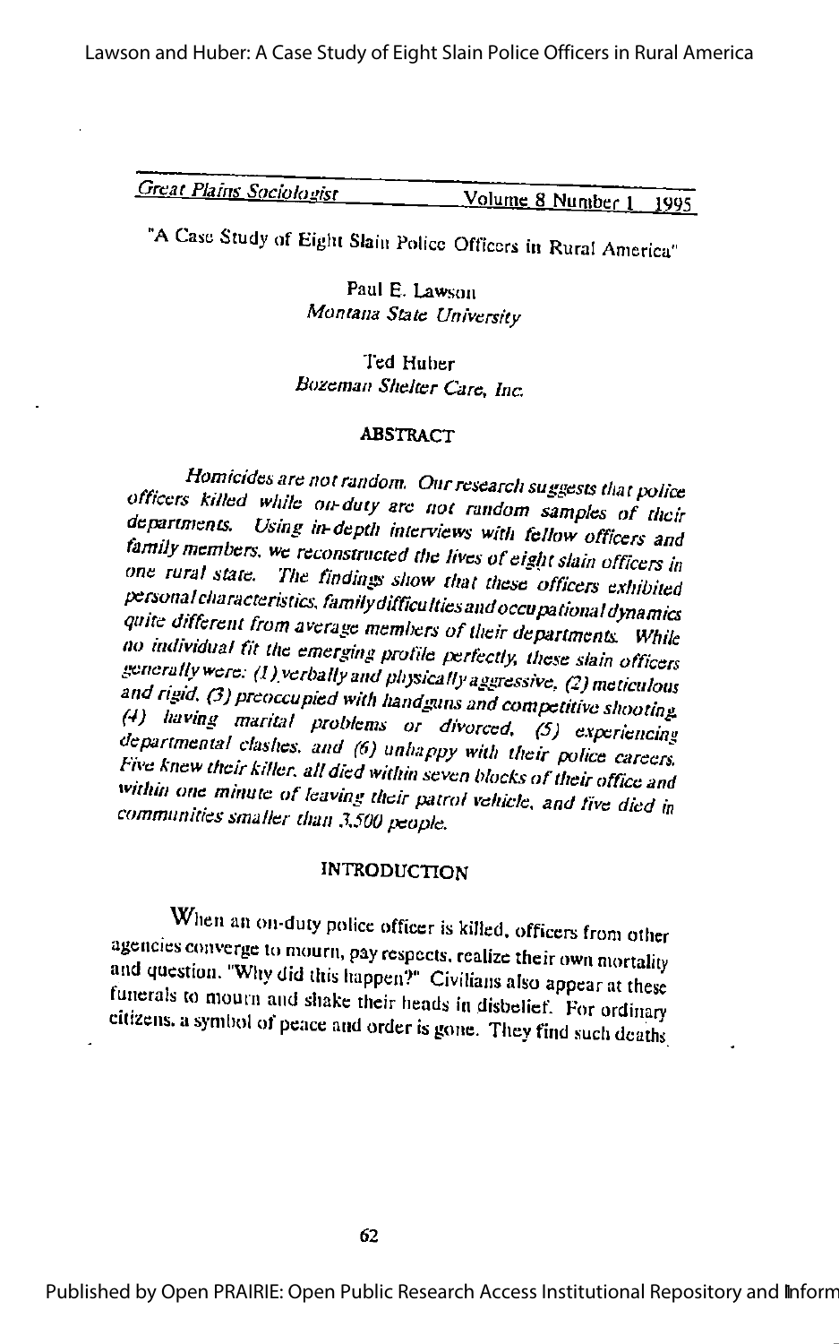"A Case Study of Eight Slain Police Officers in Rural America"

Paul E. Lawson
*Montana State University*

Ted Huber
*Bozeman Shelter Care, Inc.*

## ABSTRACT

*Homicides are not random. Our research suggests that police officers killed while on-duty are not random samples of their departments. Using in-depth interviews with fellow officers and family members, we reconstructed the lives of eight slain officers in one rural state. The findings show that these officers exhibited personal characteristics, family difficulties and occupational dynamics quite different from average members of their departments. While no individual fit the emerging profile perfectly, these slain officers generally were: (1) verbally and physically aggressive, (2) meticulous and rigid, (3) preoccupied with handguns and competitive shooting, (4) having marital problems or divorced, (5) experiencing departmental clashes, and (6) unhappy with their police careers. Five knew their killer, all died within seven blocks of their office and within one minute of leaving their patrol vehicle, and five died in communities smaller than 3,500 people.*

## INTRODUCTION

When an on-duty police officer is killed, officers from other agencies converge to mourn, pay respects, realize their own mortality and question, "Why did this happen?" Civilians also appear at these funerals to mourn and shake their heads in disbelief. For ordinary citizens, a symbol of peace and order is gone. They find such deaths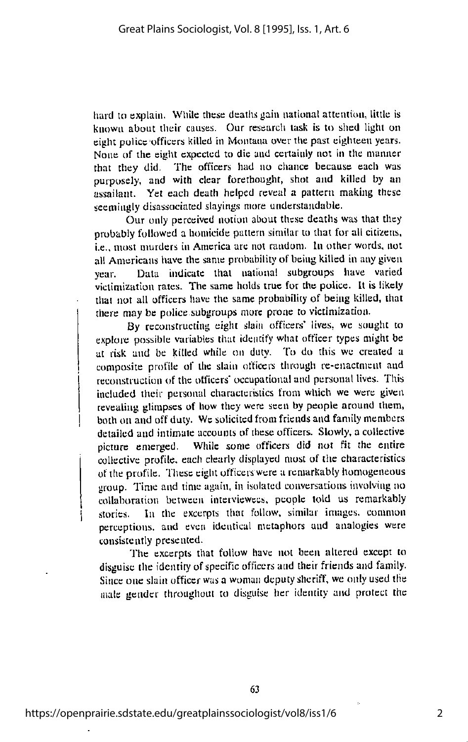hard to explain. While these deaths gain national attention, little is known about their causes. Our research task is to shed light on eight police officers killed in Montana over the past eighteen years. None of the eight expected to die and certainly not in the manner that they did. The officers had no chance because each was purposely, and with clear forethought, shot and killed by an assailant. Yet each death helped reveal a pattern making these seemingly disassociated slayings more understandable.

Our only perceived notion about these deaths was that they probably followed a homicide pattern similar to that for all citizens, i.e., most murders in America are not random. In other words, not all Americans have the same probability of being killed in any given year. Data indicate that national subgroups have varied victimization rates. The same holds true for the police. It is likely that not all officers have the same probability of being killed, that there may be police subgroups more prone to victimization.

By reconstructing eight slain officers' lives, we sought to explore possible variables that identify what officer types might be at risk and be killed while on duty. To do this we created a composite profile of the slain officers through re-enactment and reconstruction of the officers' occupational and personal lives. This included their personal characteristics from which we were given revealing glimpses of how they were seen by people around them, both on and off duty. We solicited from friends and family members detailed and intimate accounts of these officers. Slowly, a collective picture emerged. While some officers did not fit the entire collective profile, each clearly displayed most of the characteristics of the profile. These eight officers were a remarkably homogeneous group. Time and time again, in isolated conversations involving no collaboration between interviewees, people told us remarkably stories. In the excerpts that follow, similar images, common perceptions, and even identical metaphors and analogies were consistently presented.

The excerpts that follow have not been altered except to disguise the identity of specific officers and their friends and family. Since one slain officer was a woman deputy sheriff, we only used the male gender throughout to disguise her identity and protect the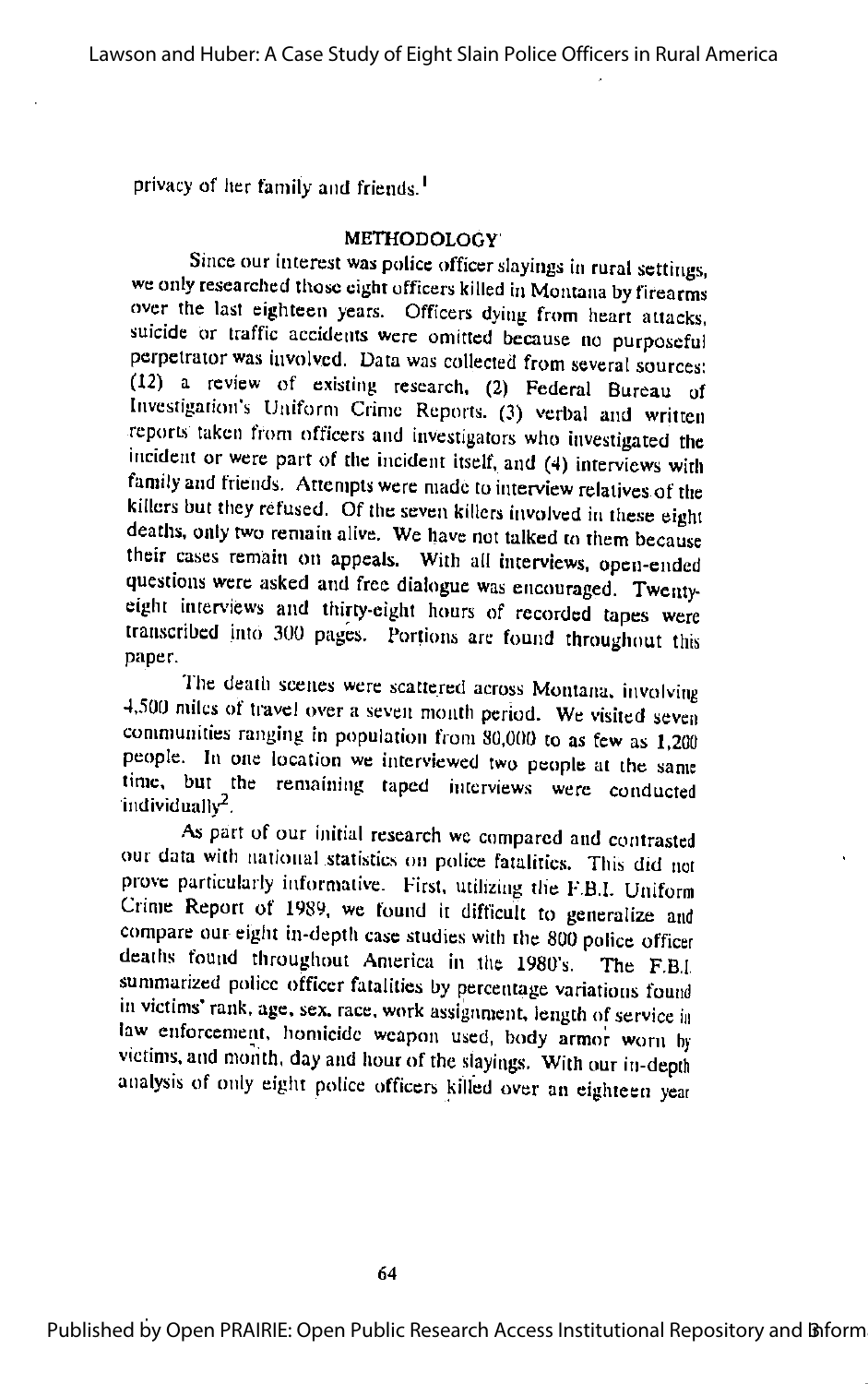privacy of her family and friends.[1]

## METHODOLOGY

Since our interest was police officer slayings in rural settings, we only researched those eight officers killed in Montana by firearms over the last eighteen years. Officers dying from heart attacks, suicide or traffic accidents were omitted because no purposeful perpetrator was involved. Data was collected from several sources: (12) a review of existing research, (2) Federal Bureau of Investigation's Uniform Crime Reports, (3) verbal and written reports taken from officers and investigators who investigated the incident or were part of the incident itself, and (4) interviews with family and friends. Attempts were made to interview relatives of the killers but they refused. Of the seven killers involved in these eight deaths, only two remain alive. We have not talked to them because their cases remain on appeals. With all interviews, open-ended questions were asked and free dialogue was encouraged. Twenty-eight interviews and thirty-eight hours of recorded tapes were transcribed into 300 pages. Portions are found throughout this paper.

The death scenes were scattered across Montana, involving 4,500 miles of travel over a seven month period. We visited seven communities ranging in population from 80,000 to as few as 1,200 people. In one location we interviewed two people at the same time, but the remaining taped interviews were conducted individually[2].

As part of our initial research we compared and contrasted our data with national statistics on police fatalities. This did not prove particularly informative. First, utilizing the F.B.I. Uniform Crime Report of 1989, we found it difficult to generalize and compare our eight in-depth case studies with the 800 police officer deaths found throughout America in the 1980's. The F.B.I. summarized police officer fatalities by percentage variations found in victims' rank, age, sex, race, work assignment, length of service in law enforcement, homicide weapon used, body armor worn by victims, and month, day and hour of the slayings. With our in-depth analysis of only eight police officers killed over an eighteen year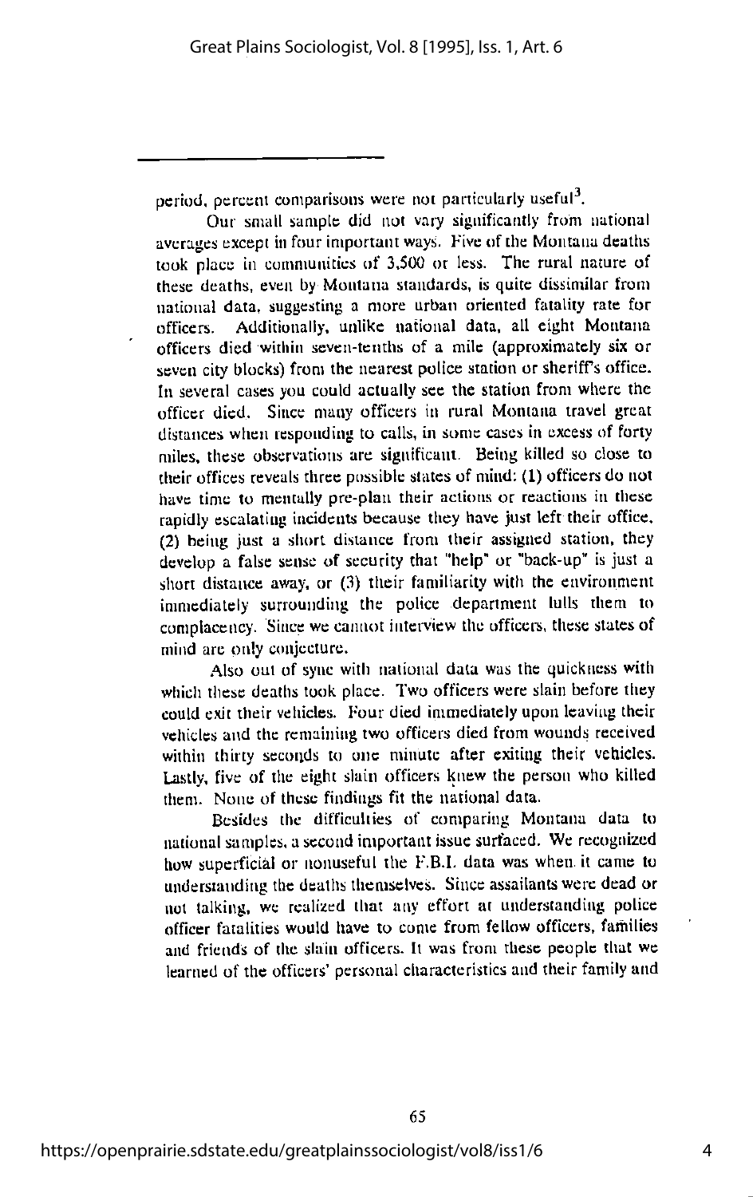period, percent comparisons were not particularly useful[3].

Our small sample did not vary significantly from national averages except in four important ways. Five of the Montana deaths took place in communities of 3,500 or less. The rural nature of these deaths, even by Montana standards, is quite dissimilar from national data, suggesting a more urban oriented fatality rate for officers. Additionally, unlike national data, all eight Montana officers died within seven-tenths of a mile (approximately six or seven city blocks) from the nearest police station or sheriff's office. In several cases you could actually see the station from where the officer died. Since many officers in rural Montana travel great distances when responding to calls, in some cases in excess of forty miles, these observations are significant. Being killed so close to their offices reveals three possible states of mind: (1) officers do not have time to mentally pre-plan their actions or reactions in these rapidly escalating incidents because they have just left their office, (2) being just a short distance from their assigned station, they develop a false sense of security that "help" or "back-up" is just a short distance away, or (3) their familiarity with the environment immediately surrounding the police department lulls them to complacency. Since we cannot interview the officers, these states of mind are only conjecture.

Also out of sync with national data was the quickness with which these deaths took place. Two officers were slain before they could exit their vehicles. Four died immediately upon leaving their vehicles and the remaining two officers died from wounds received within thirty seconds to one minute after exiting their vehicles. Lastly, five of the eight slain officers knew the person who killed them. None of these findings fit the national data.

Besides the difficulties of comparing Montana data to national samples, a second important issue surfaced. We recognized how superficial or nonuseful the F.B.I. data was when it came to understanding the deaths themselves. Since assailants were dead or not talking, we realized that any effort at understanding police officer fatalities would have to come from fellow officers, families and friends of the slain officers. It was from these people that we learned of the officers' personal characteristics and their family and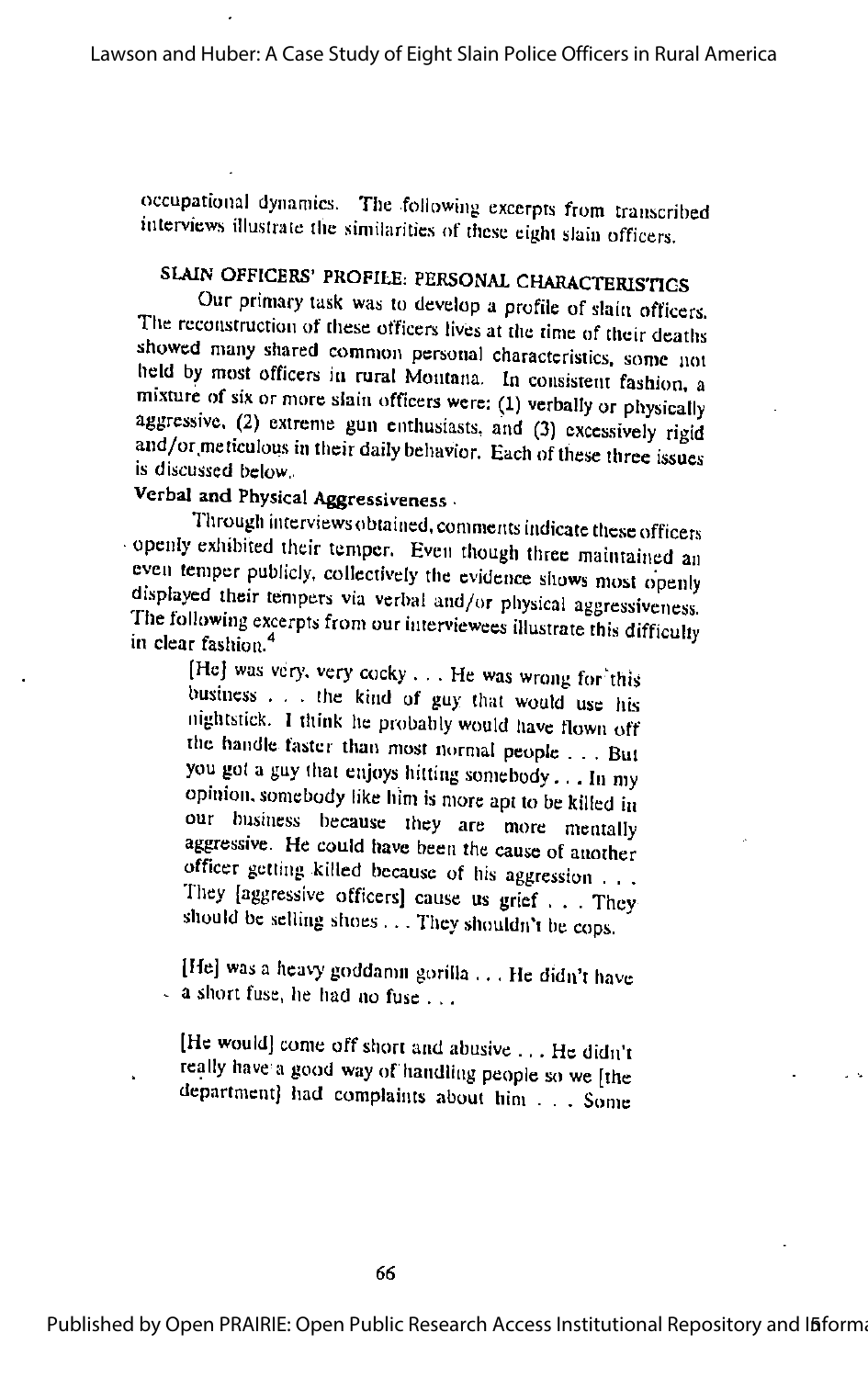occupational dynamics. The following excerpts from transcribed interviews illustrate the similarities of these eight slain officers.

## SLAIN OFFICERS' PROFILE: PERSONAL CHARACTERISTICS

Our primary task was to develop a profile of slain officers. The reconstruction of these officers lives at the time of their deaths showed many shared common personal characteristics, some not held by most officers in rural Montana. In consistent fashion, a mixture of six or more slain officers were: (1) verbally or physically aggressive, (2) extreme gun enthusiasts, and (3) excessively rigid and/or meticulous in their daily behavior. Each of these three issues is discussed below.

### Verbal and Physical Aggressiveness

Through interviews obtained, comments indicate these officers openly exhibited their temper. Even though three maintained an even temper publicly, collectively the evidence shows most openly displayed their tempers via verbal and/or physical aggressiveness. The following excerpts from our interviewees illustrate this difficulty in clear fashion.[4]

> [He] was very, very cocky . . . He was wrong for this business . . . the kind of guy that would use his nightstick. I think he probably would have flown off the handle faster than most normal people . . . But you got a guy that enjoys hitting somebody . . . In my opinion, somebody like him is more apt to be killed in our business because they are more mentally aggressive. He could have been the cause of another officer getting killed because of his aggression . . . They [aggressive officers] cause us grief . . . They should be selling shoes . . . They shouldn't be cops.

> [He] was a heavy goddamn gorilla . . . He didn't have a short fuse, he had no fuse . . .

> [He would] come off short and abusive . . . He didn't really have a good way of handling people so we [the department] had complaints about him . . . Some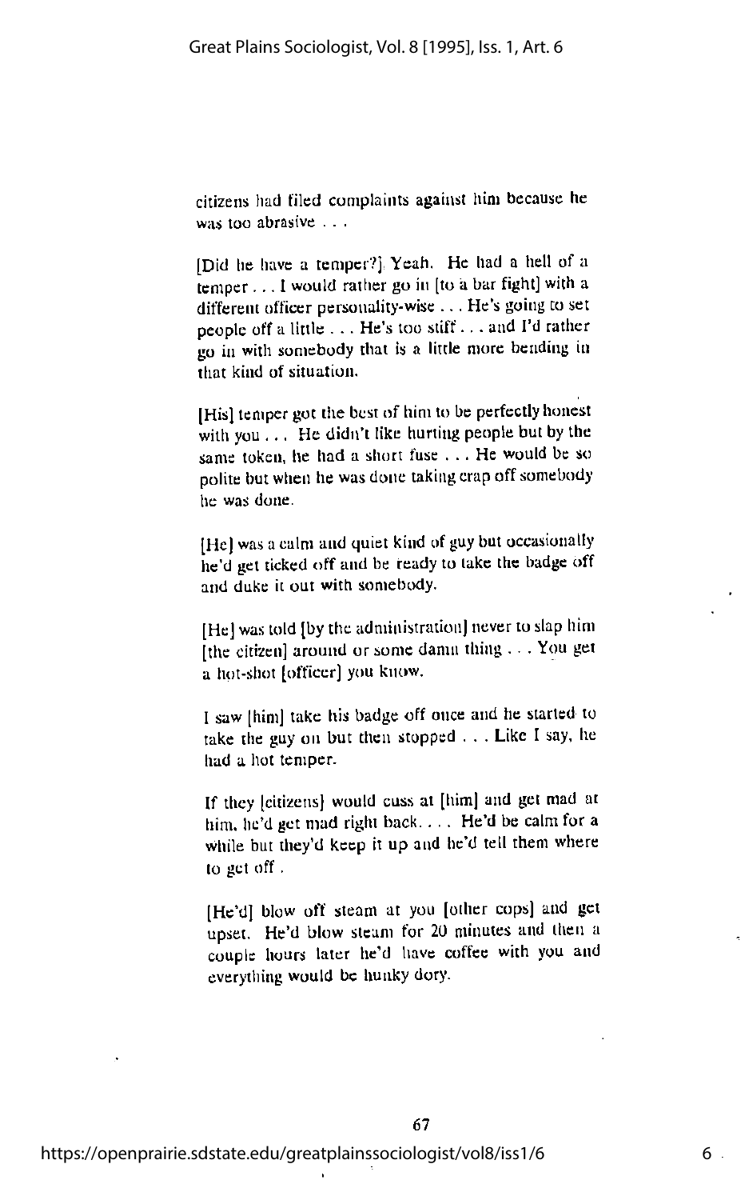citizens had filed complaints against him because he was too abrasive . . .

[Did he have a temper?] Yeah. He had a hell of a temper . . . I would rather go in [to a bar fight] with a different officer personality-wise . . . He's going to set people off a little . . . He's too stiff . . . and I'd rather go in with somebody that is a little more bending in that kind of situation.

[His] temper got the best of him to be perfectly honest with you . . . He didn't like hurting people but by the same token, he had a short fuse . . . He would be so polite but when he was done taking crap off somebody he was done.

[He] was a calm and quiet kind of guy but occasionally he'd get ticked off and be ready to take the badge off and duke it out with somebody.

[He] was told [by the administration] never to slap him [the citizen] around or some damn thing . . . You get a hot-shot [officer] you know.

I saw [him] take his badge off once and he started to take the guy on but then stopped . . . Like I say, he had a hot temper.

If they [citizens] would cuss at [him] and get mad at him, he'd get mad right back. . . . He'd be calm for a while but they'd keep it up and he'd tell them where to get off .

[He'd] blow off steam at you [other cops] and get upset. He'd blow steam for 20 minutes and then a couple hours later he'd have coffee with you and everything would be hunky dory.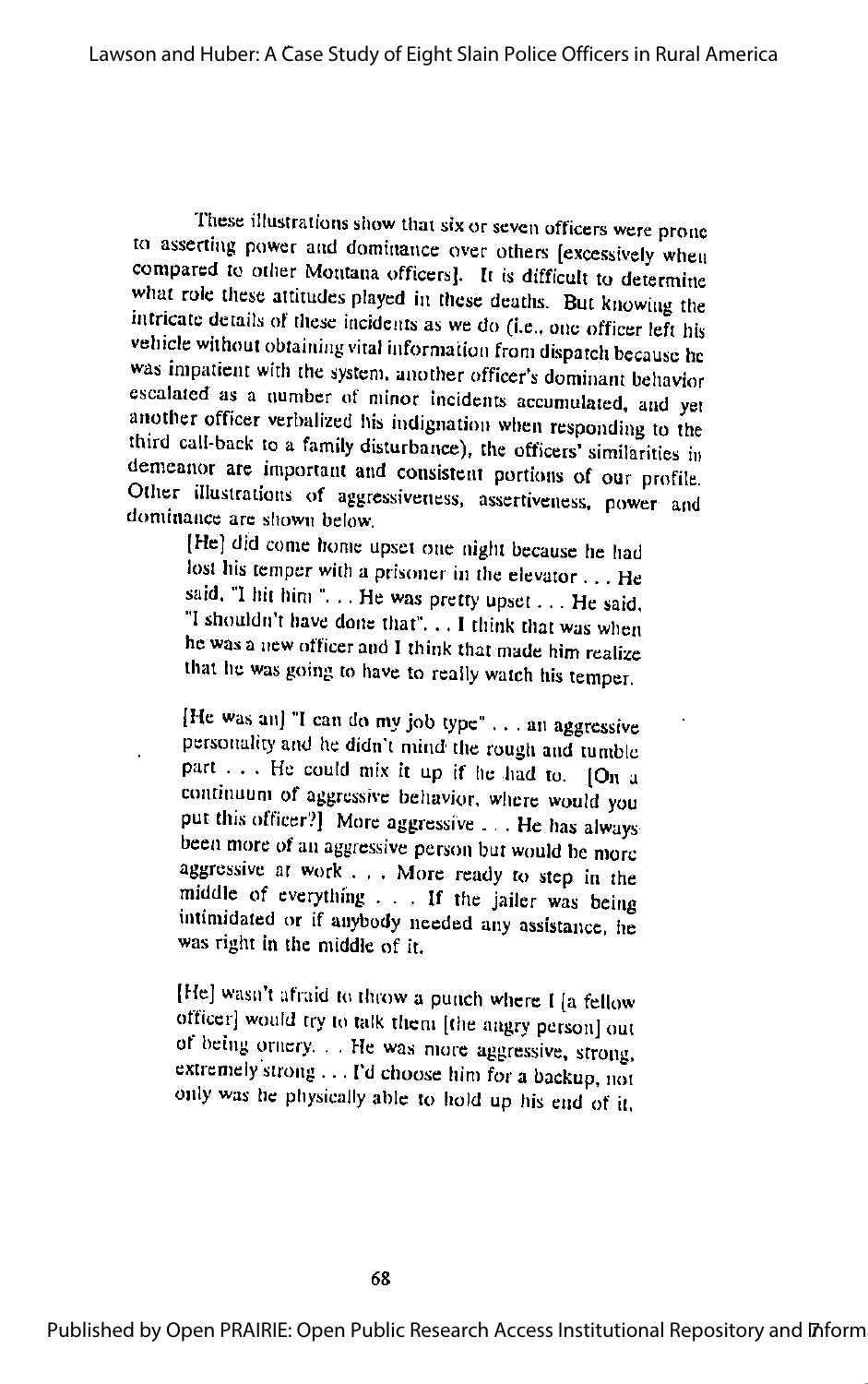These illustrations show that six or seven officers were prone to asserting power and dominance over others [excessively when compared to other Montana officers]. It is difficult to determine what role these attitudes played in these deaths. But knowing the intricate details of these incidents as we do (i.e., one officer left his vehicle without obtaining vital information from dispatch because he was impatient with the system, another officer's dominant behavior escalated as a number of minor incidents accumulated, and yet another officer verbalized his indignation when responding to the third call-back to a family disturbance), the officers' similarities in demeanor are important and consistent portions of our profile. Other illustrations of aggressiveness, assertiveness, power and dominance are shown below.

> [He] did come home upset one night because he had lost his temper with a prisoner in the elevator . . . He said, "I hit him ". . . He was pretty upset . . . He said, "I shouldn't have done that". . . I think that was when he was a new officer and I think that made him realize that he was going to have to really watch his temper.

> [He was an] "I can do my job type" . . . an aggressive personality and he didn't mind the rough and tumble part . . . He could mix it up if he had to. [On a continuum of aggressive behavior, where would you put this officer?] More aggressive . . . He has always been more of an aggressive person but would be more aggressive at work . . . More ready to step in the middle of everything . . . If the jailer was being intimidated or if anybody needed any assistance, he was right in the middle of it.

> [He] wasn't afraid to throw a punch where I [a fellow officer] would try to talk them [the angry person] out of being ornery. . . He was more aggressive, strong, extremely strong . . . I'd choose him for a backup, not only was he physically able to hold up his end of it,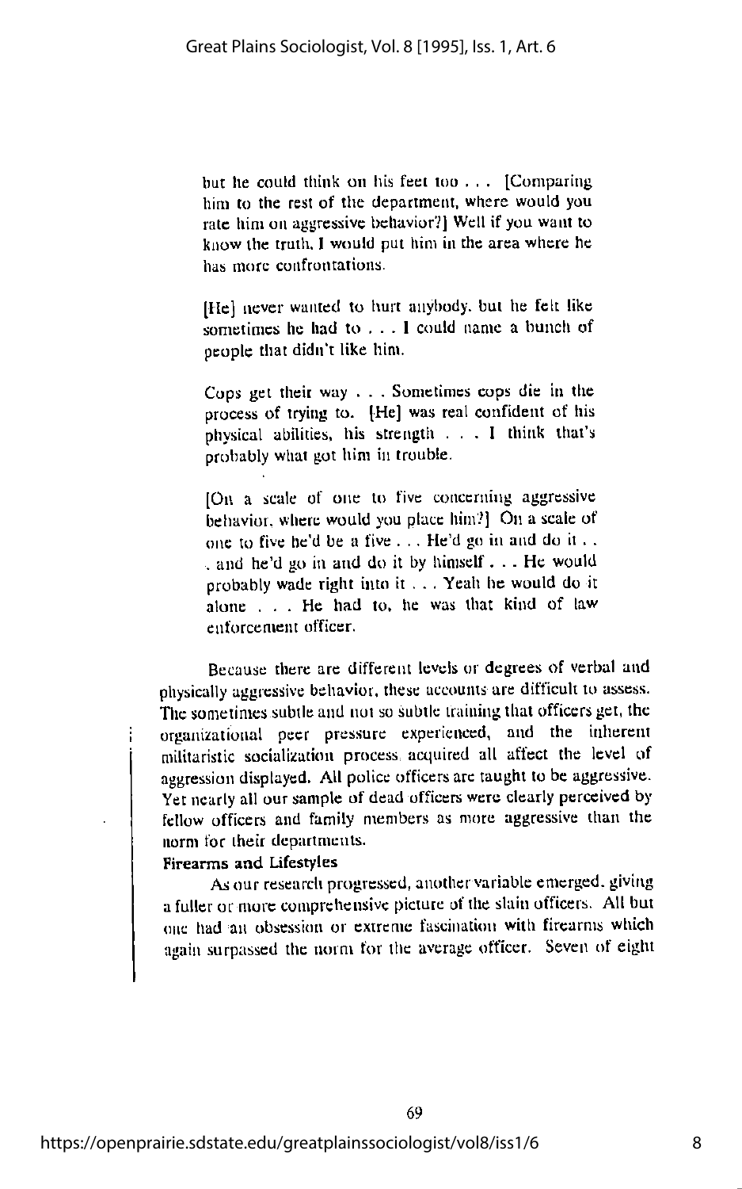> but he could think on his feet too . . . [Comparing him to the rest of the department, where would you rate him on aggressive behavior?] Well if you want to know the truth, I would put him in the area where he has more confrontations.

> [He] never wanted to hurt anybody, but he felt like sometimes he had to . . . I could name a bunch of people that didn't like him.

> Cops get their way . . . Sometimes cops die in the process of trying to. [He] was real confident of his physical abilities, his strength . . . I think that's probably what got him in trouble.

> [On a scale of one to five concerning aggressive behavior, where would you place him?] On a scale of one to five he'd be a five . . . He'd go in and do it . . . and he'd go in and do it by himself . . . He would probably wade right into it . . . Yeah he would do it alone . . . He had to, he was that kind of law enforcement officer.

Because there are different levels or degrees of verbal and physically aggressive behavior, these accounts are difficult to assess. The sometimes subtle and not so subtle training that officers get, the organizational peer pressure experienced, and the inherent militaristic socialization process acquired all affect the level of aggression displayed. All police officers are taught to be aggressive. Yet nearly all our sample of dead officers were clearly perceived by fellow officers and family members as more aggressive than the norm for their departments.

**Firearms and Lifestyles**

As our research progressed, another variable emerged, giving a fuller or more comprehensive picture of the slain officers. All but one had an obsession or extreme fascination with firearms which again surpassed the norm for the average officer. Seven of eight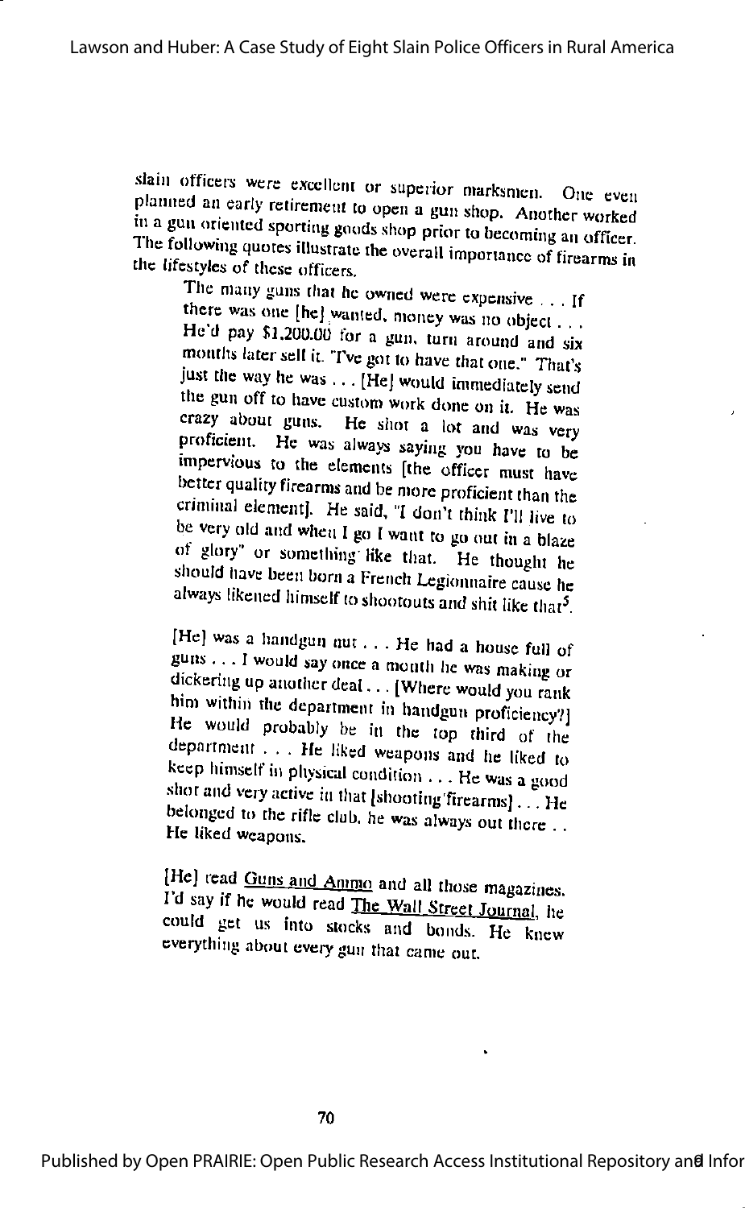slain officers were excellent or superior marksmen. One even planned an early retirement to open a gun shop. Another worked in a gun oriented sporting goods shop prior to becoming an officer. The following quotes illustrate the overall importance of firearms in the lifestyles of these officers.

> The many guns that he owned were expensive . . . If there was one [he] wanted, money was no object . . . He'd pay $1,200.00 for a gun, turn around and six months later sell it. "I've got to have that one." That's just the way he was . . . [He] would immediately send the gun off to have custom work done on it. He was crazy about guns. He shot a lot and was very proficient. He was always saying you have to be impervious to the elements [the officer must have better quality firearms and be more proficient than the criminal element]. He said, "I don't think I'll live to be very old and when I go I want to go out in a blaze of glory" or something like that. He thought he should have been born a French Legionnaire cause he always likened himself to shootouts and shit like that[5].

> [He] was a handgun nut . . . He had a house full of guns . . . I would say once a month he was making or dickering up another deal . . . [Where would you rank him within the department in handgun proficiency?] He would probably be in the top third of the department . . . He liked weapons and he liked to keep himself in physical condition . . . He was a good shot and very active in that [shooting firearms] . . . He belonged to the rifle club, he was always out there . . He liked weapons.

> [He] read <u>Guns and Ammo</u> and all those magazines. I'd say if he would read <u>The Wall Street Journal</u>, he could get us into stocks and bonds. He knew everything about every gun that came out.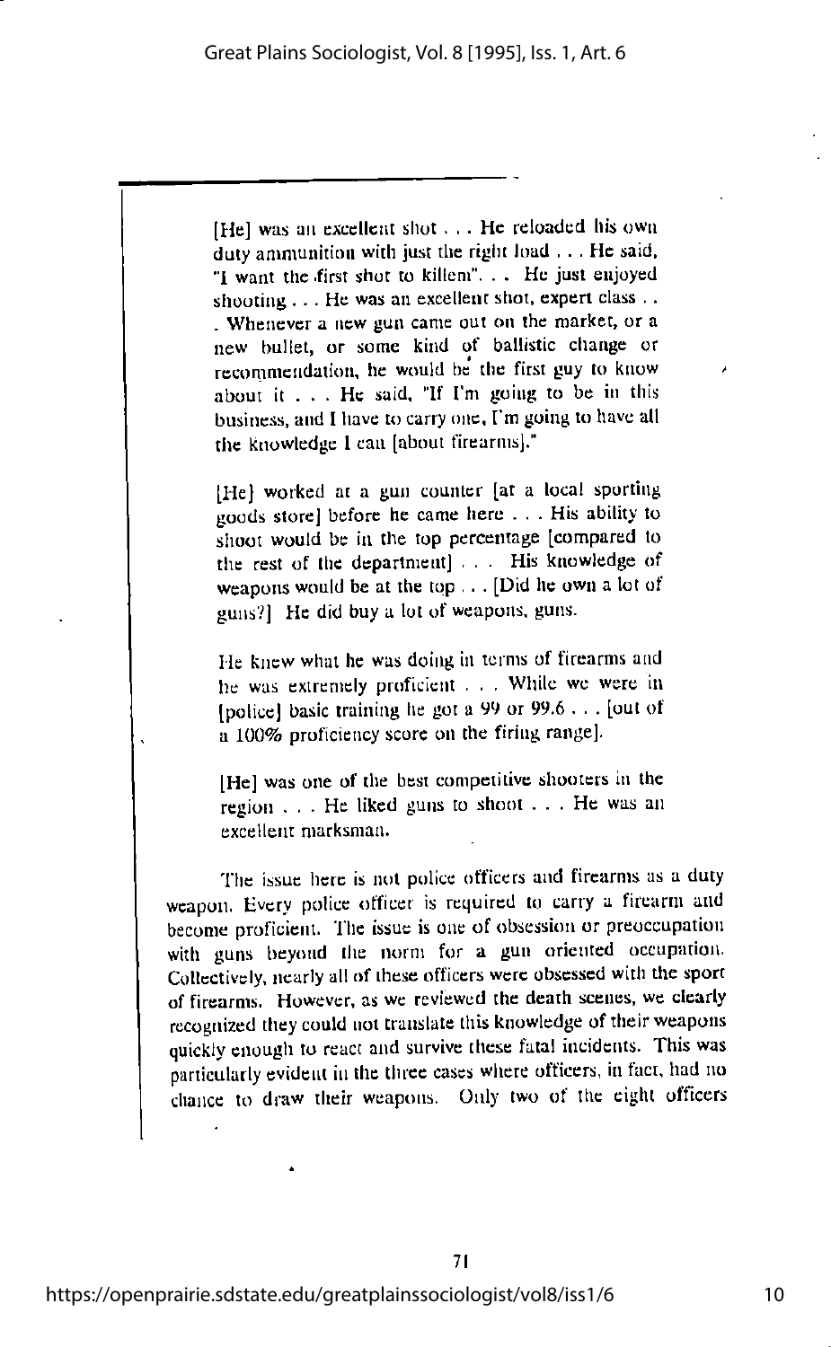> [He] was an excellent shot . . . He reloaded his own duty ammunition with just the right load . . . He said, "I want the first shot to killem". . . He just enjoyed shooting . . . He was an excellent shot, expert class . . . Whenever a new gun came out on the market, or a new bullet, or some kind of ballistic change or recommendation, he would be the first guy to know about it . . . He said, "If I'm going to be in this business, and I have to carry one, I'm going to have all the knowledge I can [about firearms]."
>
> [He] worked at a gun counter [at a local sporting goods store] before he came here . . . His ability to shoot would be in the top percentage [compared to the rest of the department] . . . His knowledge of weapons would be at the top . . . [Did he own a lot of guns?] He did buy a lot of weapons, guns.
>
> He knew what he was doing in terms of firearms and he was extremely proficient . . . While we were in [police] basic training he got a 99 or 99.6 . . . [out of a 100% proficiency score on the firing range].
>
> [He] was one of the best competitive shooters in the region . . . He liked guns to shoot . . . He was an excellent marksman.

The issue here is not police officers and firearms as a duty weapon. Every police officer is required to carry a firearm and become proficient. The issue is one of obsession or preoccupation with guns beyond the norm for a gun oriented occupation. Collectively, nearly all of these officers were obsessed with the sport of firearms. However, as we reviewed the death scenes, we clearly recognized they could not translate this knowledge of their weapons quickly enough to react and survive these fatal incidents. This was particularly evident in the three cases where officers, in fact, had no chance to draw their weapons. Only two of the eight officers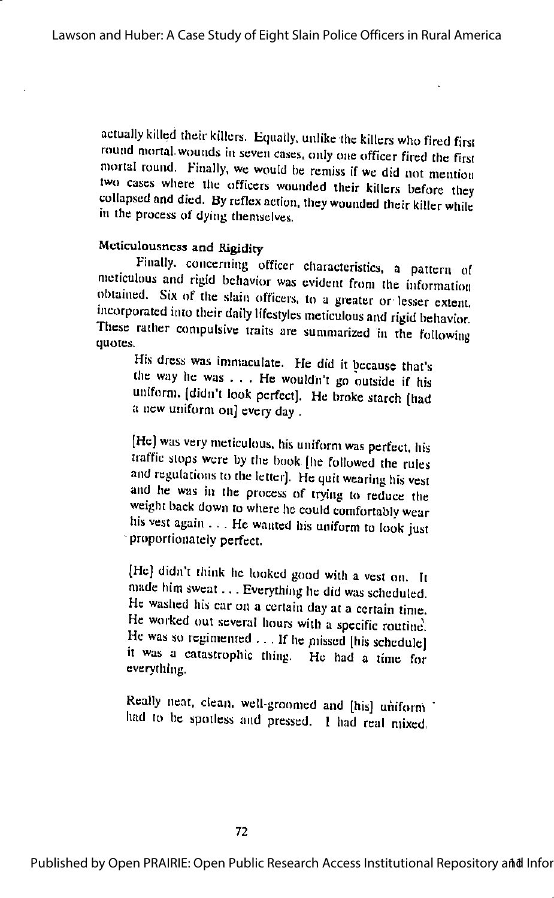actually killed their killers. Equally, unlike the killers who fired first round mortal wounds in seven cases, only one officer fired the first mortal round. Finally, we would be remiss if we did not mention two cases where the officers wounded their killers before they collapsed and died. By reflex action, they wounded their killer while in the process of dying themselves.

### Meticulousness and Rigidity

Finally, concerning officer characteristics, a pattern of meticulous and rigid behavior was evident from the information obtained. Six of the slain officers, to a greater or lesser extent, incorporated into their daily lifestyles meticulous and rigid behavior. These rather compulsive traits are summarized in the following quotes.

> His dress was immaculate. He did it because that's the way he was . . . He wouldn't go outside if his uniform. [didn't look perfect]. He broke starch [had a new uniform on] every day .

> [He] was very meticulous, his uniform was perfect, his traffic stops were by the book [he followed the rules and regulations to the letter]. He quit wearing his vest and he was in the process of trying to reduce the weight back down to where he could comfortably wear his vest again . . . He wanted his uniform to look just proportionately perfect.

> [He] didn't think he looked good with a vest on. It made him sweat . . . Everything he did was scheduled. He washed his car on a certain day at a certain time. He worked out several hours with a specific routine. He was so regimented . . . If he missed [his schedule] it was a catastrophic thing. He had a time for everything.

> Really neat, clean, well-groomed and [his] uniform had to be spotless and pressed. I had real mixed,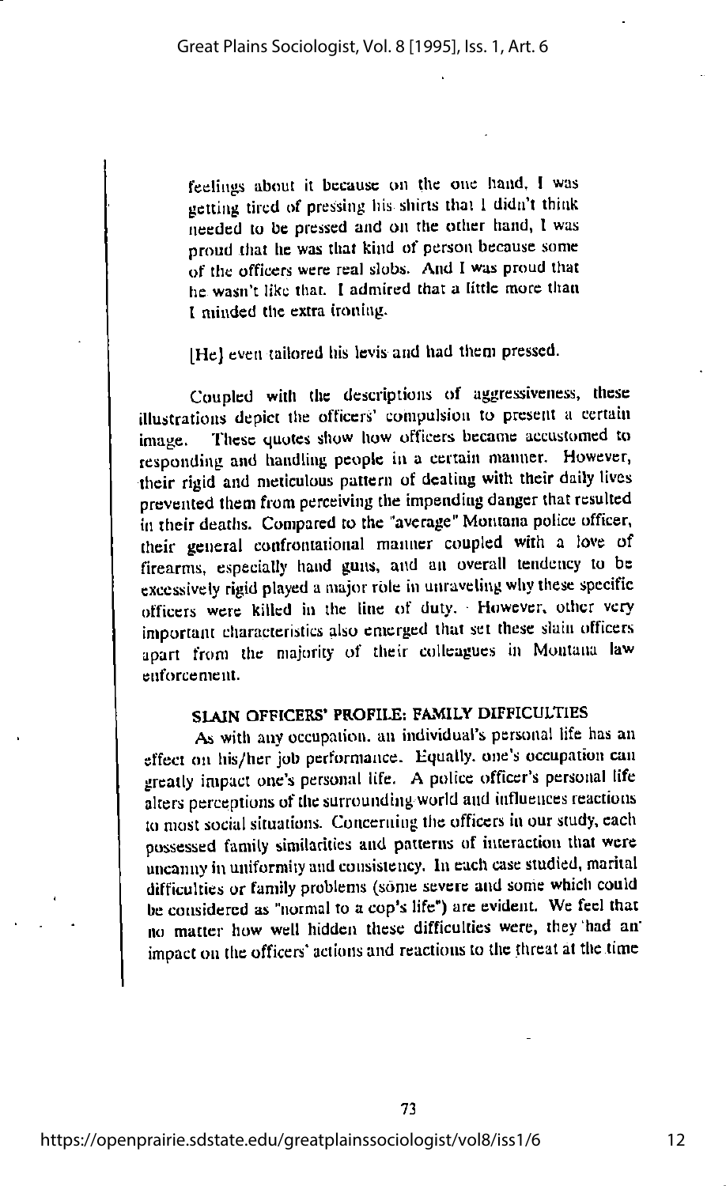> feelings about it because on the one hand, I was getting tired of pressing his shirts that I didn't think needed to be pressed and on the other hand, I was proud that he was that kind of person because some of the officers were real slobs. And I was proud that he wasn't like that. I admired that a little more than I minded the extra ironing.
>
> [He] even tailored his levis and had them pressed.

Coupled with the descriptions of aggressiveness, these illustrations depict the officers' compulsion to present a certain image. These quotes show how officers became accustomed to responding and handling people in a certain manner. However, their rigid and meticulous pattern of dealing with their daily lives prevented them from perceiving the impending danger that resulted in their deaths. Compared to the "average" Montana police officer, their general confrontational manner coupled with a love of firearms, especially hand guns, and an overall tendency to be excessively rigid played a major rôle in unraveling why these specific officers were killed in the line of duty. However, other very important characteristics also emerged that set these slain officers apart from the majority of their colleagues in Montana law enforcement.

## SLAIN OFFICERS' PROFILE: FAMILY DIFFICULTIES

As with any occupation, an individual's personal life has an effect on his/her job performance. Equally, one's occupation can greatly impact one's personal life. A police officer's personal life alters perceptions of the surrounding world and influences reactions to most social situations. Concerning the officers in our study, each possessed family similarities and patterns of interaction that were uncanny in uniformity and consistency. In each case studied, marital difficulties or family problems (some severe and some which could be considered as "normal to a cop's life") are evident. We feel that no matter how well hidden these difficulties were, they had an impact on the officers' actions and reactions to the threat at the time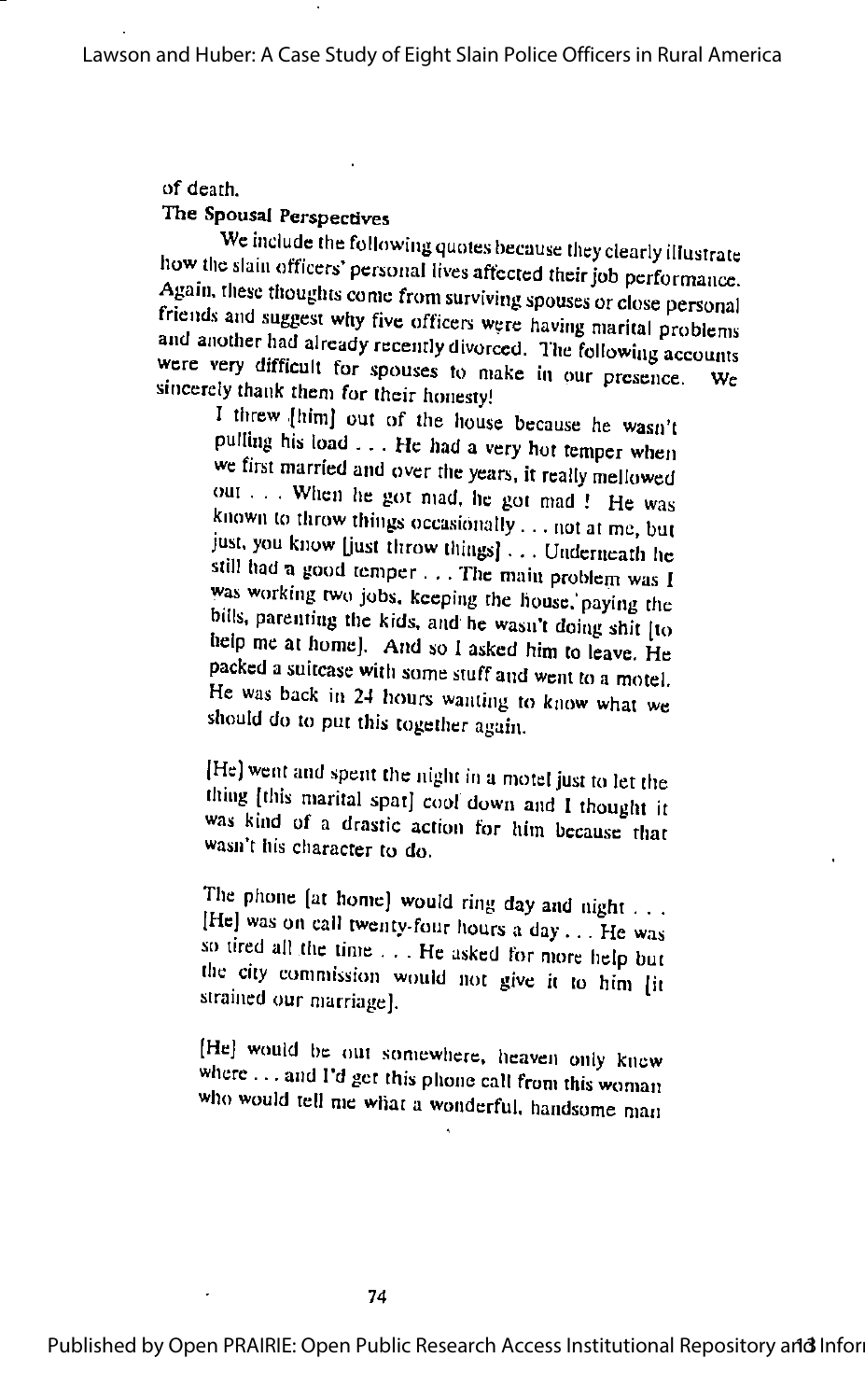of death.

### The Spousal Perspectives

We include the following quotes because they clearly illustrate how the slain officers' personal lives affected their job performance. Again, these thoughts come from surviving spouses or close personal friends and suggest why five officers were having marital problems and another had already recently divorced. The following accounts were very difficult for spouses to make in our presence. We sincerely thank them for their honesty!

> I threw [him] out of the house because he wasn't pulling his load . . . He had a very hot temper when we first married and over the years, it really mellowed out . . . When he got mad, he got mad ! He was known to throw things occasionally . . . not at me, but just, you know [just throw things] . . . Underneath he still had a good temper . . . The main problem was I was working two jobs, keeping the house, paying the bills, parenting the kids, and he wasn't doing shit [to help me at home]. And so I asked him to leave. He packed a suitcase with some stuff and went to a motel. He was back in 24 hours wanting to know what we should do to put this together again.

> [He] went and spent the night in a motel just to let the thing [this marital spat] cool down and I thought it was kind of a drastic action for him because that wasn't his character to do.

> The phone [at home] would ring day and night . . . [He] was on call twenty-four hours a day . . . He was so tired all the time . . . He asked for more help but the city commission would not give it to him [it strained our marriage].

> [He] would be out somewhere, heaven only knew where . . . and I'd get this phone call from this woman who would tell me what a wonderful, handsome man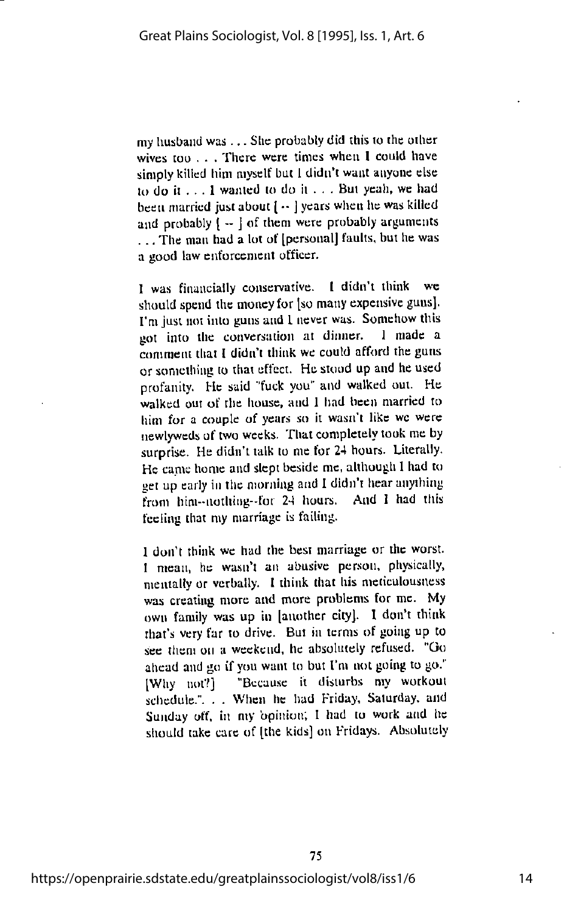my husband was . . . She probably did this to the other wives too . . . There were times when I could have simply killed him myself but I didn't want anyone else to do it . . . I wanted to do it . . . But yeah, we had been married just about [ -- ] years when he was killed and probably [ -- ] of them were probably arguments . . . The man had a lot of [personal] faults, but he was a good law enforcement officer.

I was financially conservative. I didn't think we should spend the money for [so many expensive guns]. I'm just not into guns and I never was. Somehow this got into the conversation at dinner. I made a comment that I didn't think we could afford the guns or something to that effect. He stood up and he used profanity. He said "fuck you" and walked out. He walked out of the house, and I had been married to him for a couple of years so it wasn't like we were newlyweds of two weeks. That completely took me by surprise. He didn't talk to me for 24 hours. Literally. He came home and slept beside me, although I had to get up early in the morning and I didn't hear anything from him--nothing--for 24 hours. And I had this feeling that my marriage is failing.

I don't think we had the best marriage or the worst. I mean, he wasn't an abusive person, physically, mentally or verbally. I think that his meticulousness was creating more and more problems for me. My own family was up in [another city]. I don't think that's very far to drive. But in terms of going up to see them on a weekend, he absolutely refused. "Go ahead and go if you want to but I'm not going to go." [Why not?] "Because it disturbs my workout schedule.". . . When he had Friday, Saturday, and Sunday off, in my opinion, I had to work and he should take care of [the kids] on Fridays. Absolutely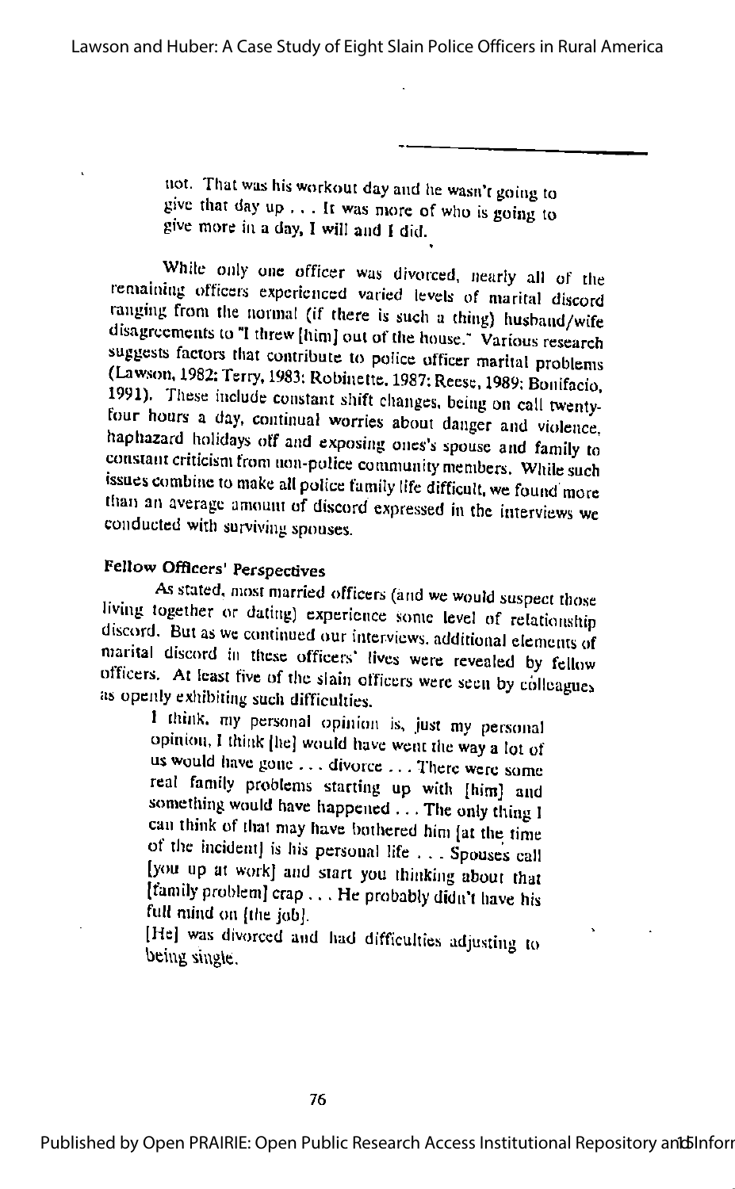not. That was his workout day and he wasn't going to give that day up . . . It was more of who is going to give more in a day, I will and I did.

While only one officer was divorced, nearly all of the remaining officers experienced varied levels of marital discord ranging from the normal (if there is such a thing) husband/wife disagreements to "I threw [him] out of the house." Various research suggests factors that contribute to police officer marital problems (Lawson, 1982; Terry, 1983; Robinette, 1987; Reese, 1989; Bonifacio, 1991). These include constant shift changes, being on call twenty-four hours a day, continual worries about danger and violence, haphazard holidays off and exposing ones's spouse and family to constant criticism from non-police community members. While such issues combine to make all police family life difficult, we found more than an average amount of discord expressed in the interviews we conducted with surviving spouses.

### Fellow Officers' Perspectives

As stated, most married officers (and we would suspect those living together or dating) experience some level of relationship discord. But as we continued our interviews, additional elements of marital discord in these officers' lives were revealed by fellow officers. At least five of the slain officers were seen by colleagues as openly exhibiting such difficulties.

> I think, my personal opinion is, just my personal opinion, I think [he] would have went the way a lot of us would have gone . . . divorce . . . There were some real family problems starting up with [him] and something would have happened . . . The only thing I can think of that may have bothered him [at the time of the incident] is his personal life . . . Spouses call [you up at work] and start you thinking about that [family problem] crap . . . He probably didn't have his full mind on [the job].

> [He] was divorced and had difficulties adjusting to being single.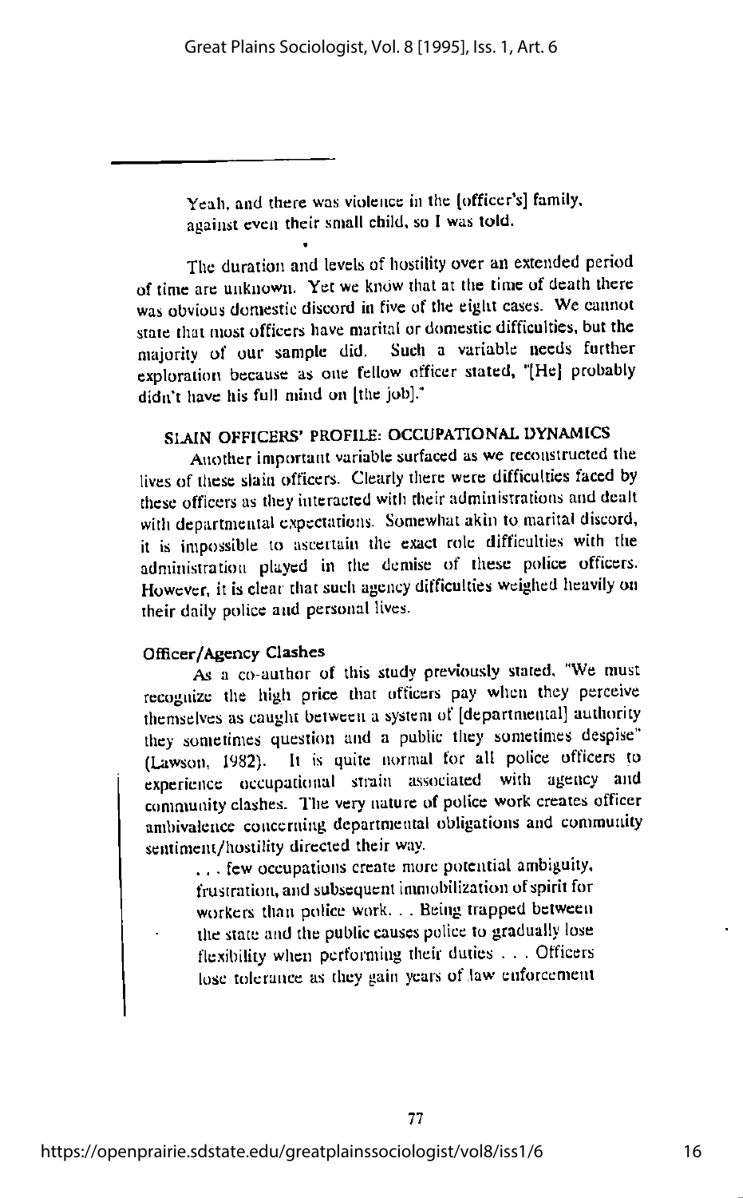> Yeah, and there was violence in the [officer's] family, against even their small child, so I was told.

The duration and levels of hostility over an extended period of time are unknown. Yet we know that at the time of death there was obvious domestic discord in five of the eight cases. We cannot state that most officers have marital or domestic difficulties, but the majority of our sample did. Such a variable needs further exploration because as one fellow officer stated, "[He] probably didn't have his full mind on [the job]."

## SLAIN OFFICERS' PROFILE: OCCUPATIONAL DYNAMICS

Another important variable surfaced as we reconstructed the lives of these slain officers. Clearly there were difficulties faced by these officers as they interacted with their administrations and dealt with departmental expectations. Somewhat akin to marital discord, it is impossible to ascertain the exact role difficulties with the administration played in the demise of these police officers. However, it is clear that such agency difficulties weighed heavily on their daily police and personal lives.

### Officer/Agency Clashes

As a co-author of this study previously stated, "We must recognize the high price that officers pay when they perceive themselves as caught between a system of [departmental] authority they sometimes question and a public they sometimes despise" (Lawson, 1982). It is quite normal for all police officers to experience occupational strain associated with agency and community clashes. The very nature of police work creates officer ambivalence concerning departmental obligations and community sentiment/hostility directed their way.

> . . . few occupations create more potential ambiguity, frustration, and subsequent immobilization of spirit for workers than police work. . . Being trapped between the state and the public causes police to gradually lose flexibility when performing their duties . . . Officers lose tolerance as they gain years of law enforcement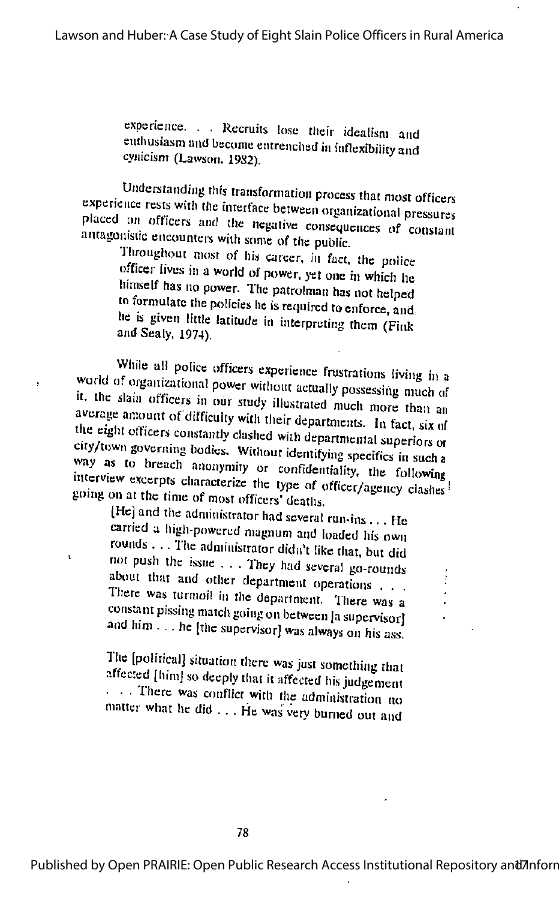> experience. . . Recruits lose their idealism and enthusiasm and become entrenched in inflexibility and cynicism (Lawson, 1982).

Understanding this transformation process that most officers experience rests with the interface between organizational pressures placed on officers and the negative consequences of constant antagonistic encounters with some of the public.

> Throughout most of his career, in fact, the police officer lives in a world of power, yet one in which he himself has no power. The patrolman has not helped to formulate the policies he is required to enforce, and he is given little latitude in interpreting them (Fink and Sealy, 1974).

While all police officers experience frustrations living in a world of organizational power without actually possessing much of it, the slain officers in our study illustrated much more than an average amount of difficulty with their departments. In fact, six of the eight officers constantly clashed with departmental superiors or city/town governing bodies. Without identifying specifics in such a way as to breach anonymity or confidentiality, the following interview excerpts characterize the type of officer/agency clashes going on at the time of most officers' deaths.

> [He] and the administrator had several run-ins . . . He carried a high-powered magnum and loaded his own rounds . . . The administrator didn't like that, but did not push the issue . . . They had several go-rounds about that and other department operations . . . There was turmoil in the department. There was a constant pissing match going on between [a supervisor] and him . . . he [the supervisor] was always on his ass.

> The [political] situation there was just something that affected [him] so deeply that it affected his judgement . . . There was conflict with the administration no matter what he did . . . He was very burned out and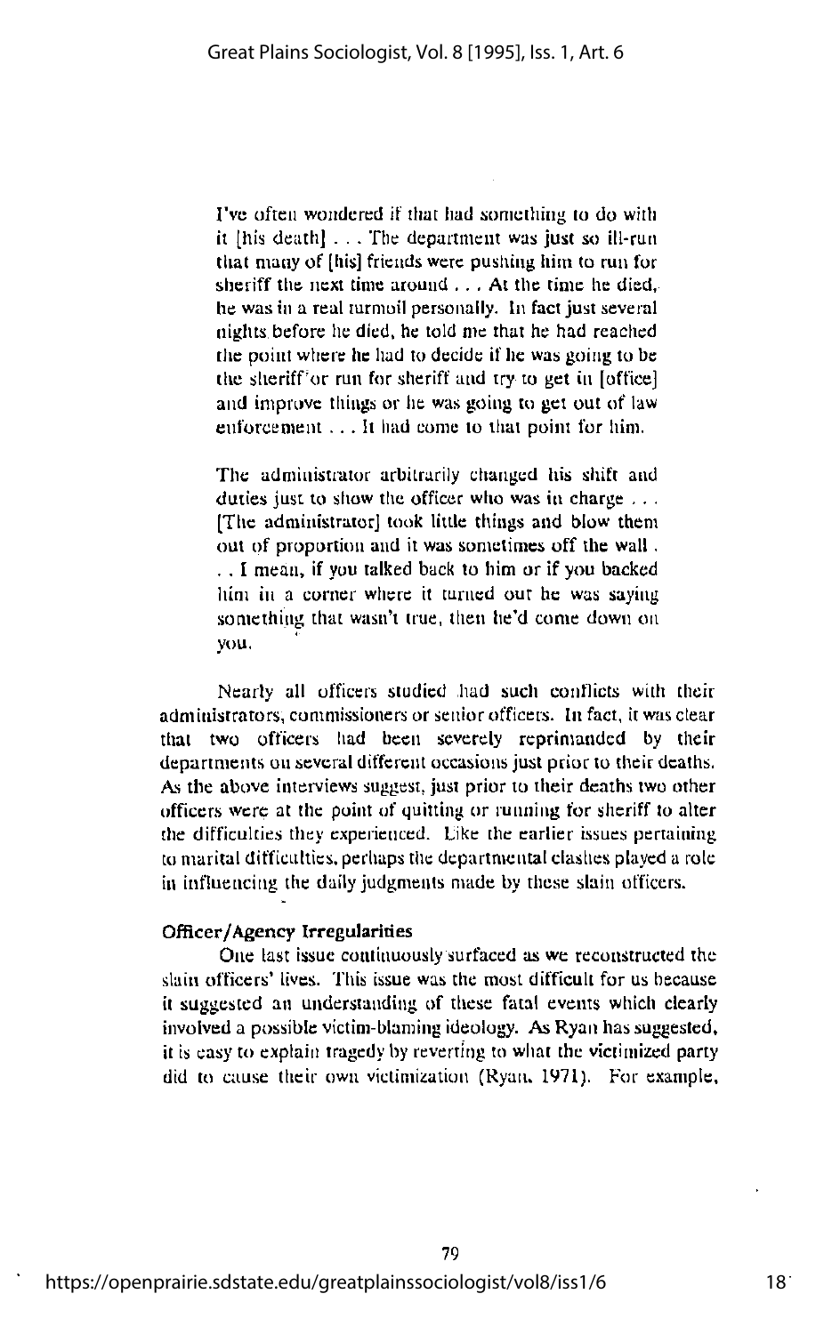> I've often wondered if that had something to do with it [his death] . . . The department was just so ill-run that many of [his] friends were pushing him to run for sheriff the next time around . . . At the time he died, he was in a real turmoil personally. In fact just several nights before he died, he told me that he had reached the point where he had to decide if he was going to be the sheriff or run for sheriff and try to get in [office] and improve things or he was going to get out of law enforcement . . . It had come to that point for him.

> The administrator arbitrarily changed his shift and duties just to show the officer who was in charge . . . [The administrator] took little things and blow them out of proportion and it was sometimes off the wall . . . I mean, if you talked back to him or if you backed him in a corner where it turned out he was saying something that wasn't true, then he'd come down on you.

Nearly all officers studied had such conflicts with their administrators, commissioners or senior officers. In fact, it was clear that two officers had been severely reprimanded by their departments on several different occasions just prior to their deaths. As the above interviews suggest, just prior to their deaths two other officers were at the point of quitting or running for sheriff to alter the difficulties they experienced. Like the earlier issues pertaining to marital difficulties, perhaps the departmental clashes played a role in influencing the daily judgments made by these slain officers.

#### Officer/Agency Irregularities

One last issue continuously surfaced as we reconstructed the slain officers' lives. This issue was the most difficult for us because it suggested an understanding of these fatal events which clearly involved a possible victim-blaming ideology. As Ryan has suggested, it is easy to explain tragedy by reverting to what the victimized party did to cause their own victimization (Ryan, 1971). For example,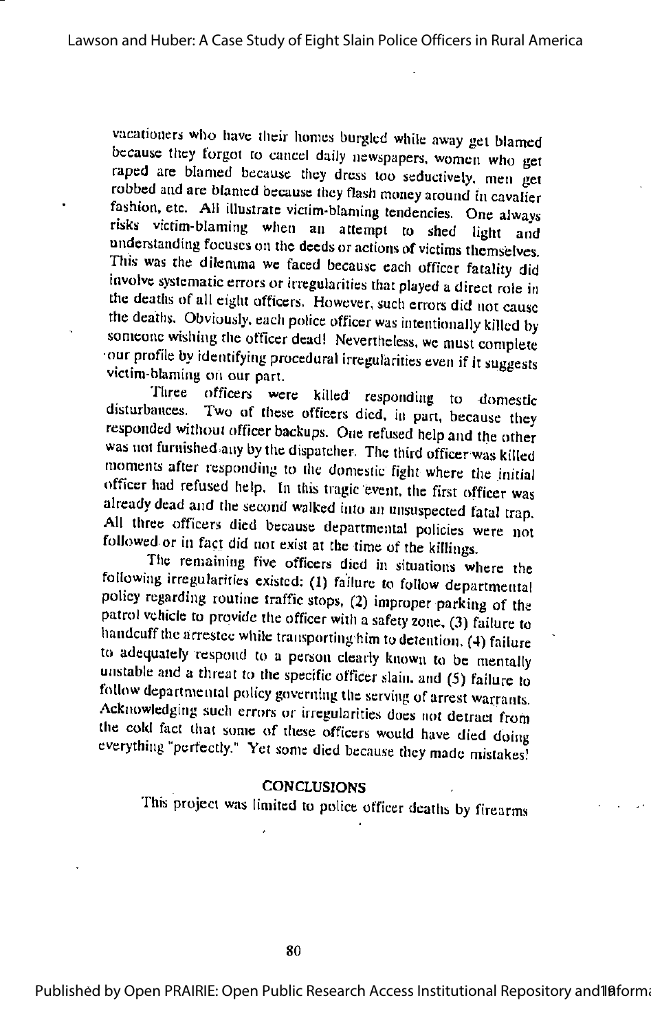vacationers who have their homes burgled while away get blamed because they forgot to cancel daily newspapers, women who get raped are blamed because they dress too seductively, men get robbed and are blamed because they flash money around in cavalier fashion, etc. All illustrate victim-blaming tendencies. One always risks victim-blaming when an attempt to shed light and understanding focuses on the deeds or actions of victims themselves. This was the dilemma we faced because each officer fatality did involve systematic errors or irregularities that played a direct role in the deaths of all eight officers. However, such errors did not cause the deaths. Obviously, each police officer was intentionally killed by someone wishing the officer dead! Nevertheless, we must complete our profile by identifying procedural irregularities even if it suggests victim-blaming on our part.

Three officers were killed responding to domestic disturbances. Two of these officers died, in part, because they responded without officer backups. One refused help and the other was not furnished any by the dispatcher. The third officer was killed moments after responding to the domestic fight where the initial officer had refused help. In this tragic event, the first officer was already dead and the second walked into an unsuspected fatal trap. All three officers died because departmental policies were not followed or in fact did not exist at the time of the killings.

The remaining five officers died in situations where the following irregularities existed: (1) failure to follow departmental policy regarding routine traffic stops, (2) improper parking of the patrol vehicle to provide the officer with a safety zone, (3) failure to handcuff the arrestee while transporting him to detention, (4) failure to adequately respond to a person clearly known to be mentally unstable and a threat to the specific officer slain, and (5) failure to follow departmental policy governing the serving of arrest warrants. Acknowledging such errors or irregularities does not detract from the cold fact that some of these officers would have died doing everything "perfectly." Yet some died because they made mistakes!

## CONCLUSIONS

This project was limited to police officer deaths by firearms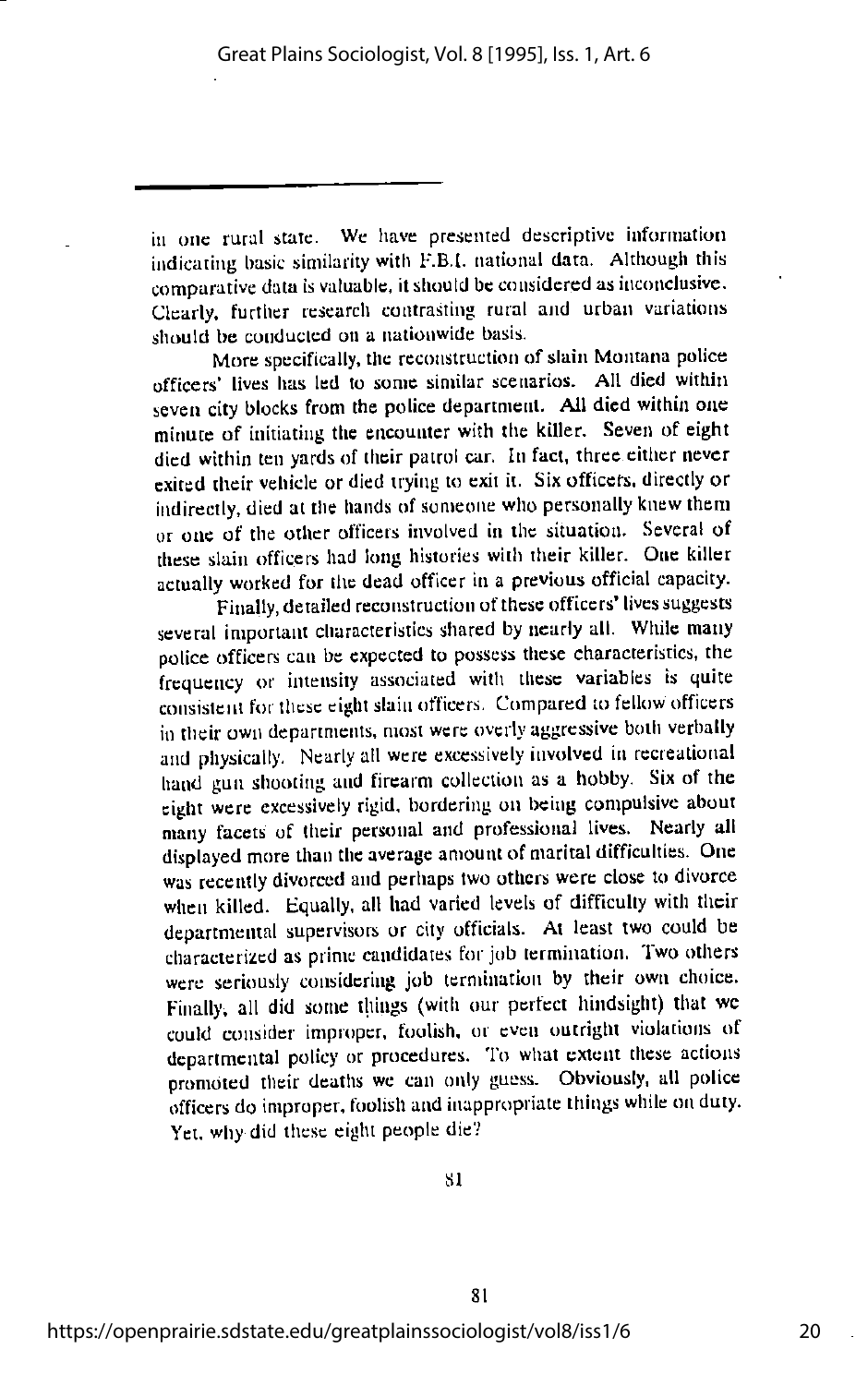in one rural state. We have presented descriptive information indicating basic similarity with F.B.I. national data. Although this comparative data is valuable, it should be considered as inconclusive. Clearly, further research contrasting rural and urban variations should be conducted on a nationwide basis.

More specifically, the reconstruction of slain Montana police officers' lives has led to some similar scenarios. All died within seven city blocks from the police department. All died within one minute of initiating the encounter with the killer. Seven of eight died within ten yards of their patrol car. In fact, three either never exited their vehicle or died trying to exit it. Six officers, directly or indirectly, died at the hands of someone who personally knew them or one of the other officers involved in the situation. Several of these slain officers had long histories with their killer. One killer actually worked for the dead officer in a previous official capacity.

Finally, detailed reconstruction of these officers' lives suggests several important characteristics shared by nearly all. While many police officers can be expected to possess these characteristics, the frequency or intensity associated with these variables is quite consistent for these eight slain officers. Compared to fellow officers in their own departments, most were overly aggressive both verbally and physically. Nearly all were excessively involved in recreational hand gun shooting and firearm collection as a hobby. Six of the eight were excessively rigid, bordering on being compulsive about many facets of their personal and professional lives. Nearly all displayed more than the average amount of marital difficulties. One was recently divorced and perhaps two others were close to divorce when killed. Equally, all had varied levels of difficulty with their departmental supervisors or city officials. At least two could be characterized as prime candidates for job termination. Two others were seriously considering job termination by their own choice. Finally, all did some things (with our perfect hindsight) that we could consider improper, foolish, or even outright violations of departmental policy or procedures. To what extent these actions promoted their deaths we can only guess. Obviously, all police officers do improper, foolish and inappropriate things while on duty. Yet, why did these eight people die?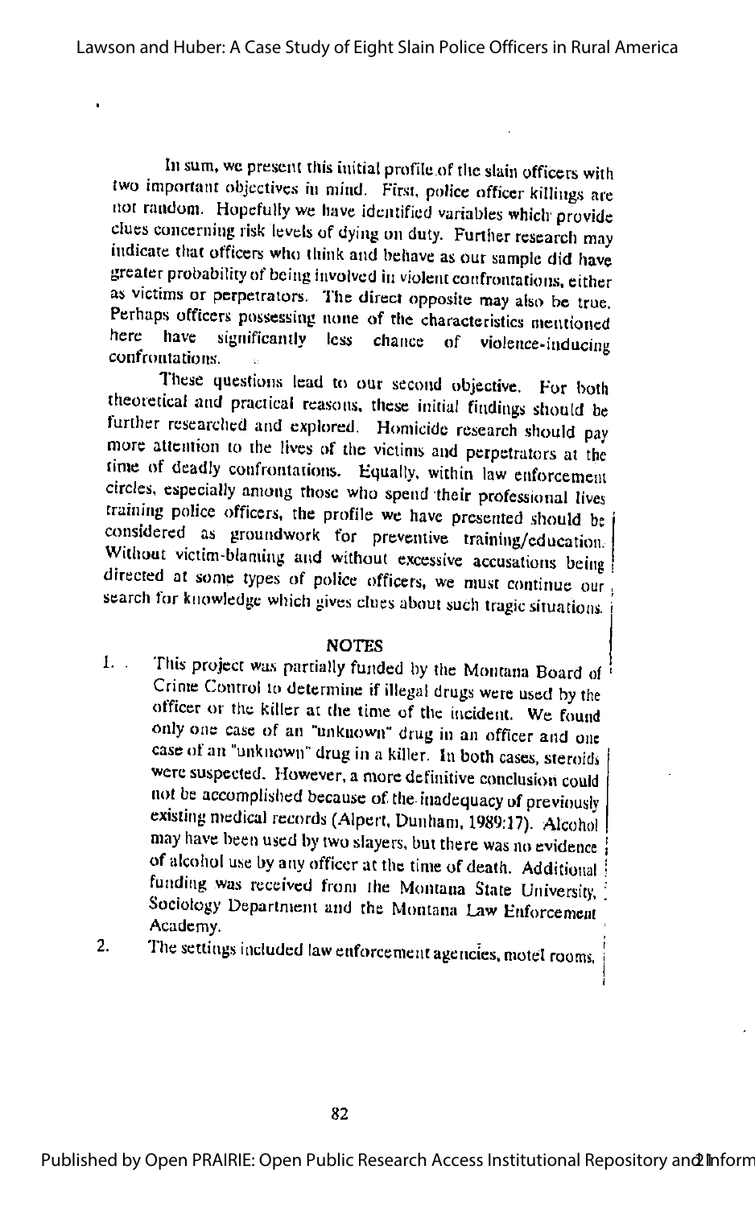In sum, we present this initial profile of the slain officers with two important objectives in mind. First, police officer killings are not random. Hopefully we have identified variables which provide clues concerning risk levels of dying on duty. Further research may indicate that officers who think and behave as our sample did have greater probability of being involved in violent confrontations, either as victims or perpetrators. The direct opposite may also be true. Perhaps officers possessing none of the characteristics mentioned here have significantly less chance of violence-inducing confrontations.

These questions lead to our second objective. For both theoretical and practical reasons, these initial findings should be further researched and explored. Homicide research should pay more attention to the lives of the victims and perpetrators at the time of deadly confrontations. Equally, within law enforcement circles, especially among those who spend their professional lives training police officers, the profile we have presented should be considered as groundwork for preventive training/education. Without victim-blaming and without excessive accusations being directed at some types of police officers, we must continue our search for knowledge which gives clues about such tragic situations.

## NOTES

1. This project was partially funded by the Montana Board of Crime Control to determine if illegal drugs were used by the officer or the killer at the time of the incident. We found only one case of an "unknown" drug in an officer and one case of an "unknown" drug in a killer. In both cases, steroids were suspected. However, a more definitive conclusion could not be accomplished because of the inadequacy of previously existing medical records (Alpert, Dunham, 1989:17). Alcohol may have been used by two slayers, but there was no evidence of alcohol use by any officer at the time of death. Additional funding was received from the Montana State University, Sociology Department and the Montana Law Enforcement Academy.
2. The settings included law enforcement agencies, motel rooms,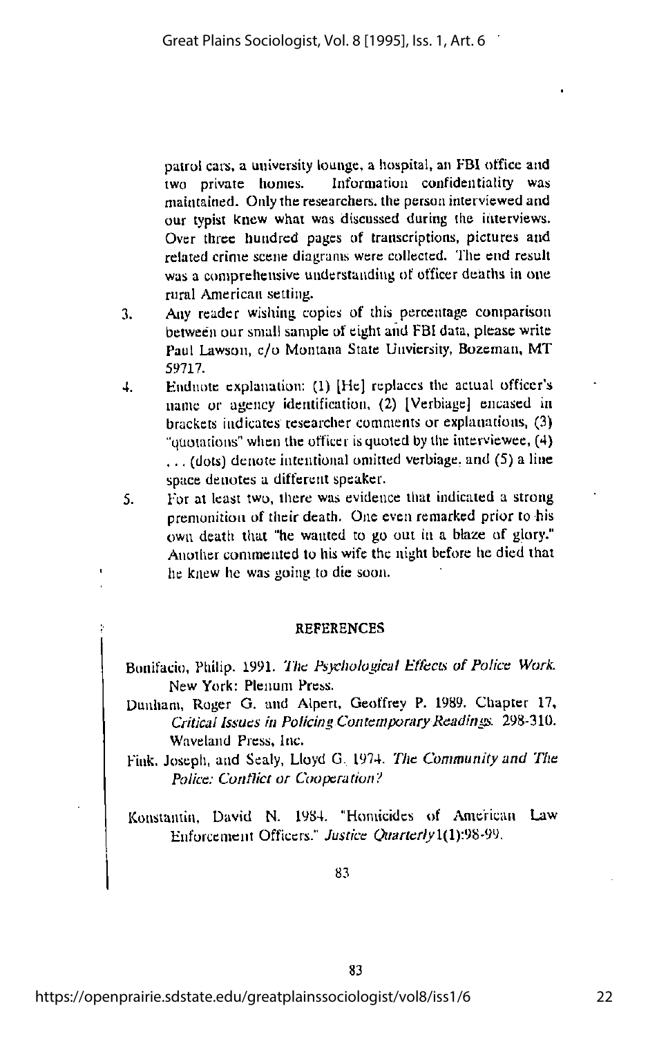patrol cars, a university lounge, a hospital, an FBI office and two private homes. Information confidentiality was maintained. Only the researchers, the person interviewed and our typist knew what was discussed during the interviews. Over three hundred pages of transcriptions, pictures and related crime scene diagrams were collected. The end result was a comprehensive understanding of officer deaths in one rural American setting.

3. Any reader wishing copies of this percentage comparison between our small sample of eight and FBI data, please write Paul Lawson, c/o Montana State Unviersity, Bozeman, MT 59717.
4. Endnote explanation: (1) [He] replaces the actual officer's name or agency identification, (2) [Verbiage] encased in brackets indicates researcher comments or explanations, (3) "quotations" when the officer is quoted by the interviewee, (4) . . . (dots) denote intentional omitted verbiage, and (5) a line space denotes a different speaker.
5. For at least two, there was evidence that indicated a strong premonition of their death. One even remarked prior to his own death that "he wanted to go out in a blaze of glory." Another commented to his wife the night before he died that he knew he was going to die soon.

## REFERENCES

Bonifacio, Philip. 1991. *The Psychological Effects of Police Work.* New York: Plenum Press.

Dunham, Roger G. and Alpert, Geoffrey P. 1989. Chapter 17, *Critical Issues in Policing Contemporary Readings.* 298-310. Waveland Press, Inc.

Fink, Joseph, and Sealy, Lloyd G. 1974. *The Community and The Police: Conflict or Cooperation?*

Konstantin, David N. 1984. "Homicides of American Law Enforcement Officers." *Justice Quarterly* 1(1):98-99.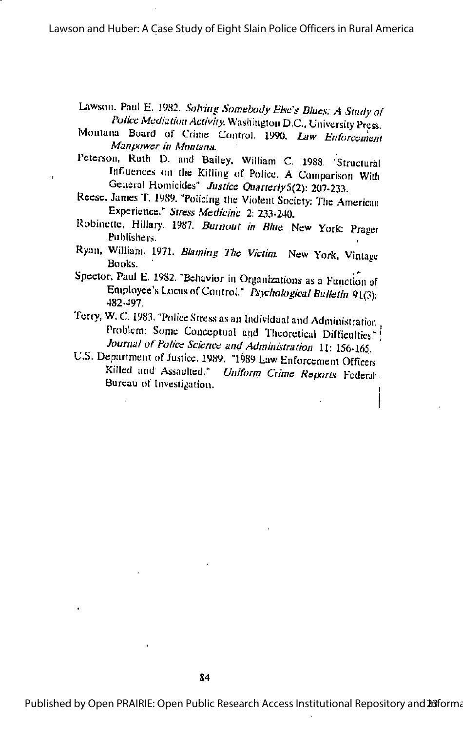Lawson, Paul E. 1982. *Solving Somebody Else's Blues: A Study of Police Mediation Activity.* Washington D.C., University Press.

Montana Board of Crime Control. 1990. *Law Enforcement Manpower in Montana.*

Peterson, Ruth D. and Bailey, William C. 1988. "Structural Influences on the Killing of Police. A Comparison With General Homicides" *Justice Quarterly* 5(2): 207-233.

Reese, James T. 1989. "Policing the Violent Society: The American Experience." *Stress Medicine* 2: 233-240.

Robinette, Hillary. 1987. *Burnout in Blue.* New York: Prager Publishers.

Ryan, William. 1971. *Blaming The Victim.* New York, Vintage Books.

Spector, Paul E. 1982. "Behavior in Organizations as a Function of Employee's Locus of Control." *Psychological Bulletin* 91(3): 482-497.

Terry, W. C. 1983. "Police Stress as an Individual and Administration Problem: Some Conceptual and Theoretical Difficulties." *Journal of Police Science and Administration* 11: 156-165.

U.S. Department of Justice. 1989. "1989 Law Enforcement Officers Killed and Assaulted." *Uniform Crime Reports* Federal Bureau of Investigation.